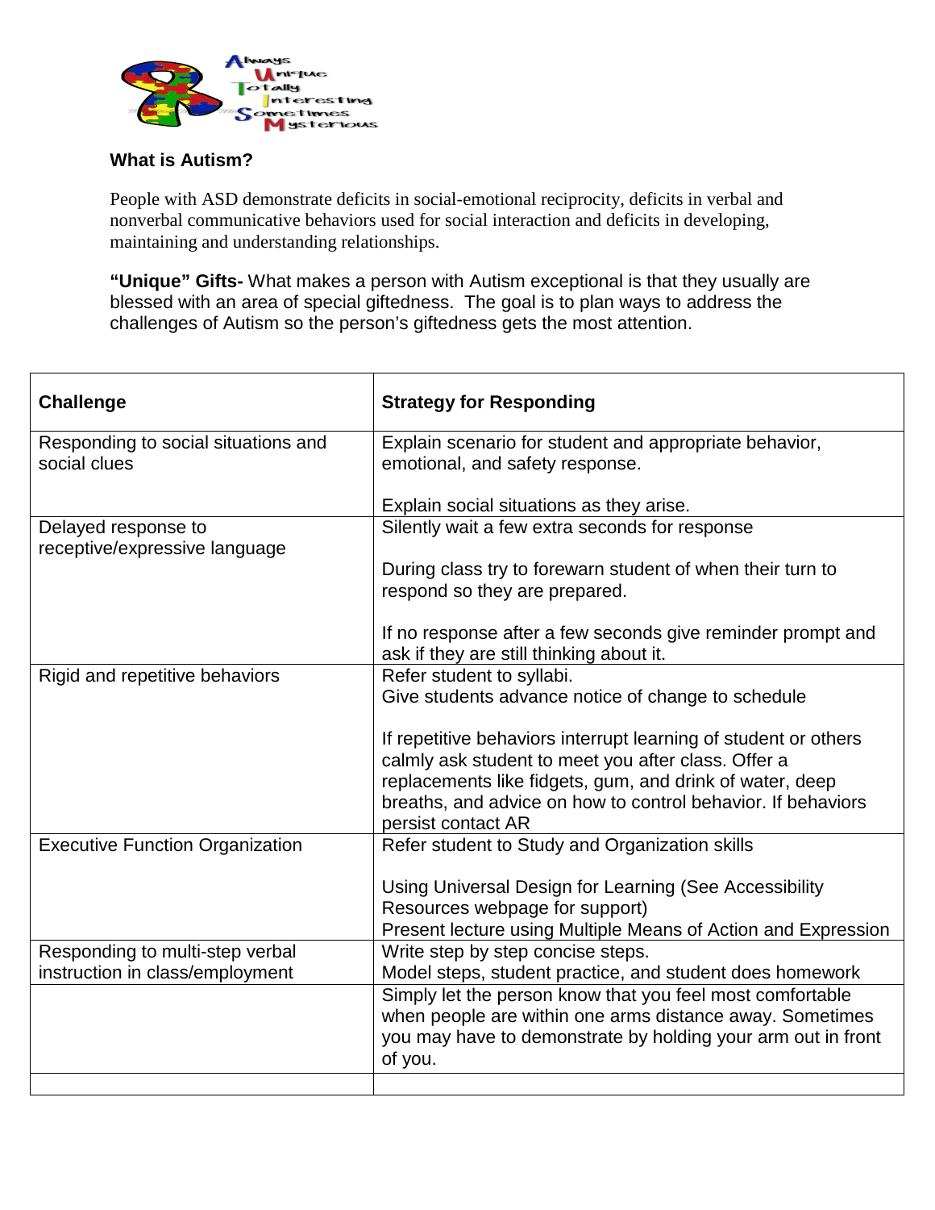Always
Unique
Totally
Interesting
Sometimes
Mysterious

**What is Autism?**

People with ASD demonstrate deficits in social-emotional reciprocity, deficits in verbal and nonverbal communicative behaviors used for social interaction and deficits in developing, maintaining and understanding relationships.

**"Unique" Gifts-** What makes a person with Autism exceptional is that they usually are blessed with an area of special giftedness. The goal is to plan ways to address the challenges of Autism so the person's giftedness gets the most attention.

| **Challenge** | **Strategy for Responding** |
|---|---|
| Responding to social situations and social clues | Explain scenario for student and appropriate behavior, emotional, and safety response.<br><br>Explain social situations as they arise. |
| Delayed response to receptive/expressive language | Silently wait a few extra seconds for response<br><br>During class try to forewarn student of when their turn to respond so they are prepared.<br><br>If no response after a few seconds give reminder prompt and ask if they are still thinking about it. |
| Rigid and repetitive behaviors | Refer student to syllabi.<br>Give students advance notice of change to schedule<br><br>If repetitive behaviors interrupt learning of student or others calmly ask student to meet you after class. Offer a replacements like fidgets, gum, and drink of water, deep breaths, and advice on how to control behavior. If behaviors persist contact AR |
| Executive Function Organization | Refer student to Study and Organization skills<br><br>Using Universal Design for Learning (See Accessibility Resources webpage for support)<br>Present lecture using Multiple Means of Action and Expression |
| Responding to multi-step verbal instruction in class/employment | Write step by step concise steps.<br>Model steps, student practice, and student does homework |
| | Simply let the person know that you feel most comfortable when people are within one arms distance away. Sometimes you may have to demonstrate by holding your arm out in front of you. |
| | |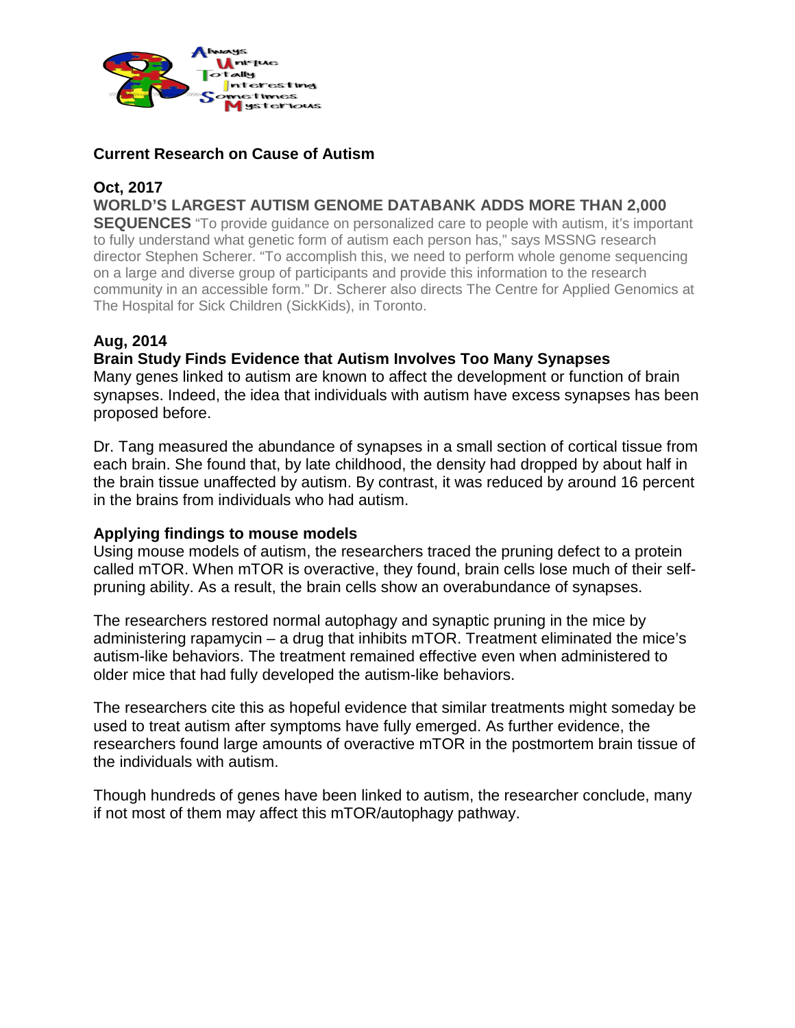**Current Research on Cause of Autism**

**Oct, 2017**

**WORLD'S LARGEST AUTISM GENOME DATABANK ADDS MORE THAN 2,000 SEQUENCES** "To provide guidance on personalized care to people with autism, it's important to fully understand what genetic form of autism each person has," says MSSNG research director Stephen Scherer. "To accomplish this, we need to perform whole genome sequencing on a large and diverse group of participants and provide this information to the research community in an accessible form." Dr. Scherer also directs The Centre for Applied Genomics at The Hospital for Sick Children (SickKids), in Toronto.

**Aug, 2014**

**Brain Study Finds Evidence that Autism Involves Too Many Synapses**

Many genes linked to autism are known to affect the development or function of brain synapses. Indeed, the idea that individuals with autism have excess synapses has been proposed before.

Dr. Tang measured the abundance of synapses in a small section of cortical tissue from each brain. She found that, by late childhood, the density had dropped by about half in the brain tissue unaffected by autism. By contrast, it was reduced by around 16 percent in the brains from individuals who had autism.

**Applying findings to mouse models**

Using mouse models of autism, the researchers traced the pruning defect to a protein called mTOR. When mTOR is overactive, they found, brain cells lose much of their self-pruning ability. As a result, the brain cells show an overabundance of synapses.

The researchers restored normal autophagy and synaptic pruning in the mice by administering rapamycin – a drug that inhibits mTOR. Treatment eliminated the mice's autism-like behaviors. The treatment remained effective even when administered to older mice that had fully developed the autism-like behaviors.

The researchers cite this as hopeful evidence that similar treatments might someday be used to treat autism after symptoms have fully emerged. As further evidence, the researchers found large amounts of overactive mTOR in the postmortem brain tissue of the individuals with autism.

Though hundreds of genes have been linked to autism, the researcher conclude, many if not most of them may affect this mTOR/autophagy pathway.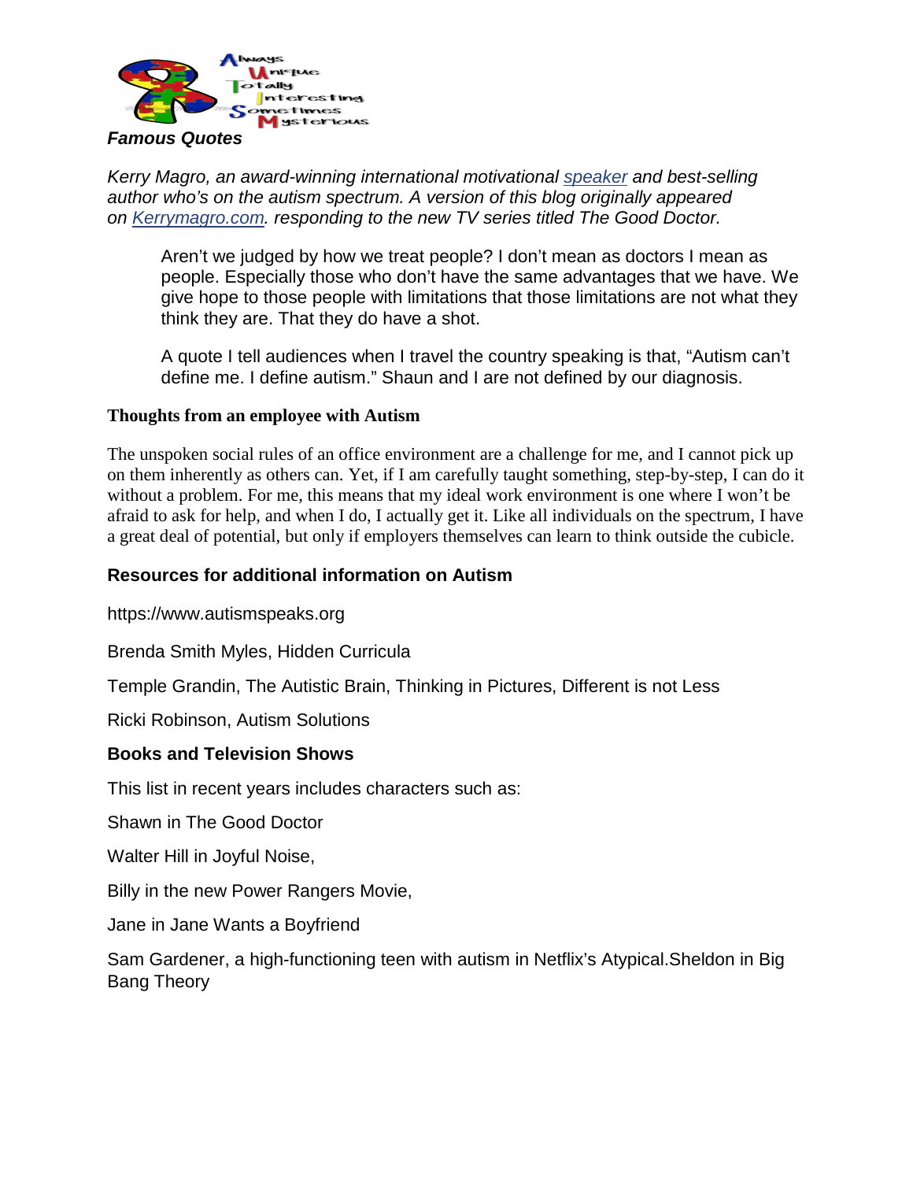Always
Unique
Totally
Interesting
Sometimes
Mysterious

***Famous Quotes***

*Kerry Magro, an award-winning international motivational speaker and best-selling author who's on the autism spectrum. A version of this blog originally appeared on Kerrymagro.com. responding to the new TV series titled The Good Doctor.*

> Aren't we judged by how we treat people? I don't mean as doctors I mean as people. Especially those who don't have the same advantages that we have. We give hope to those people with limitations that those limitations are not what they think they are. That they do have a shot.
>
> A quote I tell audiences when I travel the country speaking is that, "Autism can't define me. I define autism." Shaun and I are not defined by our diagnosis.

**Thoughts from an employee with Autism**

The unspoken social rules of an office environment are a challenge for me, and I cannot pick up on them inherently as others can. Yet, if I am carefully taught something, step-by-step, I can do it without a problem. For me, this means that my ideal work environment is one where I won't be afraid to ask for help, and when I do, I actually get it. Like all individuals on the spectrum, I have a great deal of potential, but only if employers themselves can learn to think outside the cubicle.

**Resources for additional information on Autism**

https://www.autismspeaks.org

Brenda Smith Myles, Hidden Curricula

Temple Grandin, The Autistic Brain, Thinking in Pictures, Different is not Less

Ricki Robinson, Autism Solutions

**Books and Television Shows**

This list in recent years includes characters such as:

Shawn in The Good Doctor

Walter Hill in Joyful Noise,

Billy in the new Power Rangers Movie,

Jane in Jane Wants a Boyfriend

Sam Gardener, a high-functioning teen with autism in Netflix's Atypical.Sheldon in Big Bang Theory